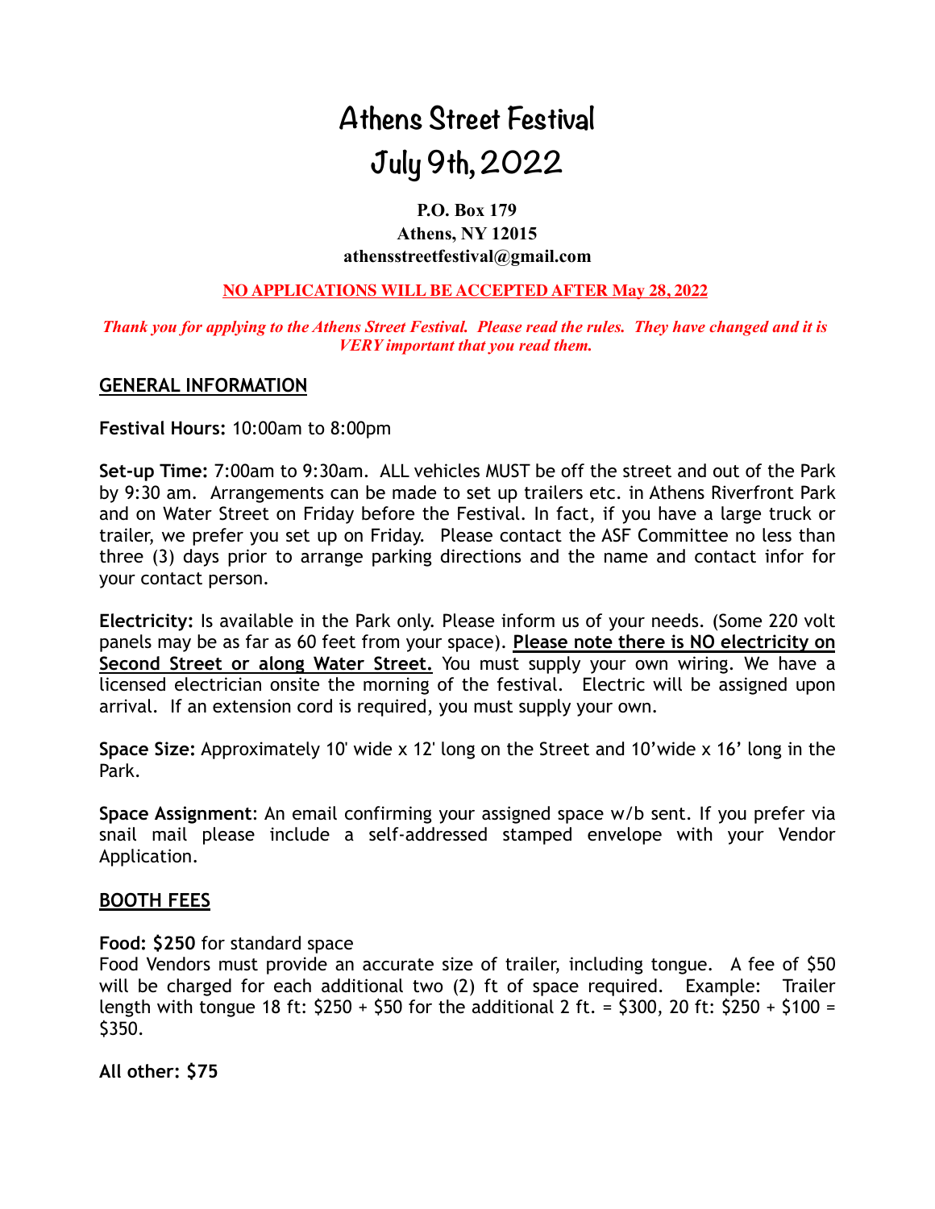# Athens Street Festival
# July 9th, 2022

**P.O. Box 179**
**Athens, NY 12015**
**athensstreetfestival@gmail.com**

**NO APPLICATIONS WILL BE ACCEPTED AFTER May 28, 2022**

***Thank you for applying to the Athens Street Festival. Please read the rules. They have changed and it is VERY important that you read them.***

## GENERAL INFORMATION

**Festival Hours:** 10:00am to 8:00pm

**Set-up Time:** 7:00am to 9:30am. ALL vehicles MUST be off the street and out of the Park by 9:30 am. Arrangements can be made to set up trailers etc. in Athens Riverfront Park and on Water Street on Friday before the Festival. In fact, if you have a large truck or trailer, we prefer you set up on Friday. Please contact the ASF Committee no less than three (3) days prior to arrange parking directions and the name and contact infor for your contact person.

**Electricity:** Is available in the Park only. Please inform us of your needs. (Some 220 volt panels may be as far as 60 feet from your space). **Please note there is NO electricity on Second Street or along Water Street.** You must supply your own wiring. We have a licensed electrician onsite the morning of the festival. Electric will be assigned upon arrival. If an extension cord is required, you must supply your own.

**Space Size:** Approximately 10' wide x 12' long on the Street and 10'wide x 16' long in the Park.

**Space Assignment**: An email confirming your assigned space w/b sent. If you prefer via snail mail please include a self-addressed stamped envelope with your Vendor Application.

## BOOTH FEES

**Food: $250** for standard space
Food Vendors must provide an accurate size of trailer, including tongue. A fee of $50 will be charged for each additional two (2) ft of space required. Example: Trailer length with tongue 18 ft: $250 + $50 for the additional 2 ft. = $300, 20 ft: $250 + $100 = $350.

**All other: $75**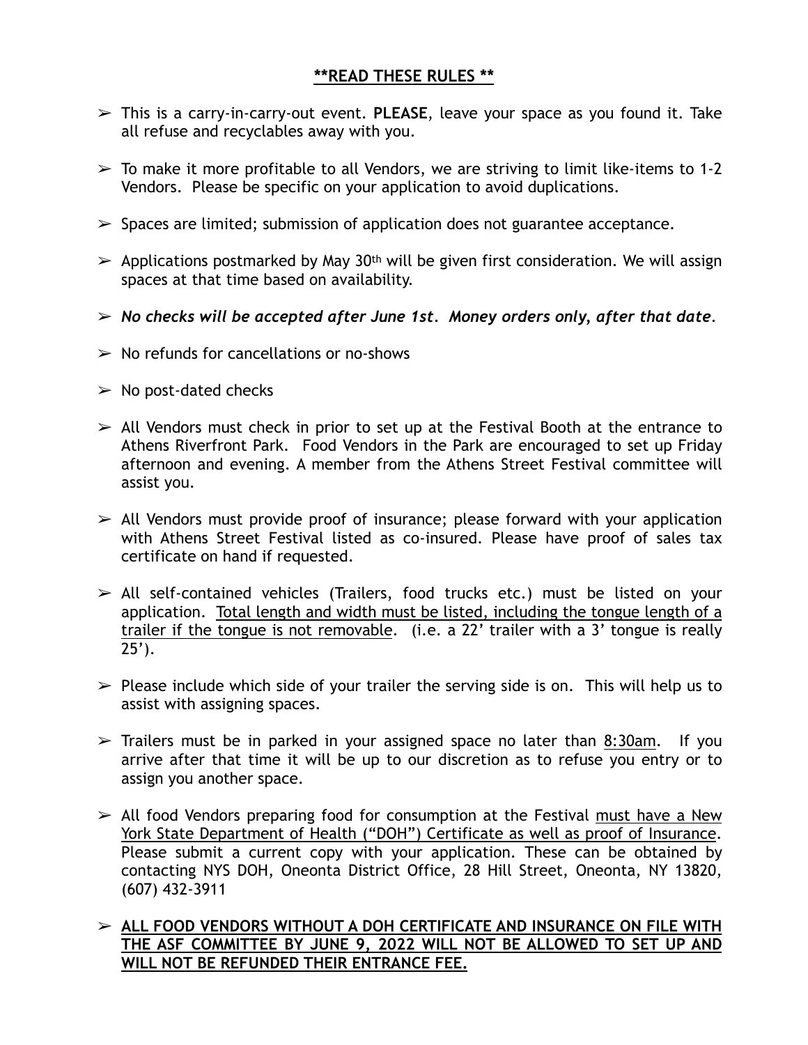## **\*\*READ THESE RULES \*\***

- This is a carry-in-carry-out event. **PLEASE**, leave your space as you found it. Take all refuse and recyclables away with you.
- To make it more profitable to all Vendors, we are striving to limit like-items to 1-2 Vendors. Please be specific on your application to avoid duplications.
- Spaces are limited; submission of application does not guarantee acceptance.
- Applications postmarked by May 30th will be given first consideration. We will assign spaces at that time based on availability.
- ***No checks will be accepted after June 1st. Money orders only, after that date***.
- No refunds for cancellations or no-shows
- No post-dated checks
- All Vendors must check in prior to set up at the Festival Booth at the entrance to Athens Riverfront Park. Food Vendors in the Park are encouraged to set up Friday afternoon and evening. A member from the Athens Street Festival committee will assist you.
- All Vendors must provide proof of insurance; please forward with your application with Athens Street Festival listed as co-insured. Please have proof of sales tax certificate on hand if requested.
- All self-contained vehicles (Trailers, food trucks etc.) must be listed on your application. <u>Total length and width must be listed, including the tongue length of a trailer if the tongue is not removable</u>. (i.e. a 22' trailer with a 3' tongue is really 25').
- Please include which side of your trailer the serving side is on. This will help us to assist with assigning spaces.
- Trailers must be in parked in your assigned space no later than <u>8:30am</u>. If you arrive after that time it will be up to our discretion as to refuse you entry or to assign you another space.
- All food Vendors preparing food for consumption at the Festival <u>must have a New York State Department of Health ("DOH") Certificate as well as proof of Insurance</u>. Please submit a current copy with your application. These can be obtained by contacting NYS DOH, Oneonta District Office, 28 Hill Street, Oneonta, NY 13820, (607) 432-3911
- <u>**ALL FOOD VENDORS WITHOUT A DOH CERTIFICATE AND INSURANCE ON FILE WITH THE ASF COMMITTEE BY JUNE 9, 2022 WILL NOT BE ALLOWED TO SET UP AND WILL NOT BE REFUNDED THEIR ENTRANCE FEE.**</u>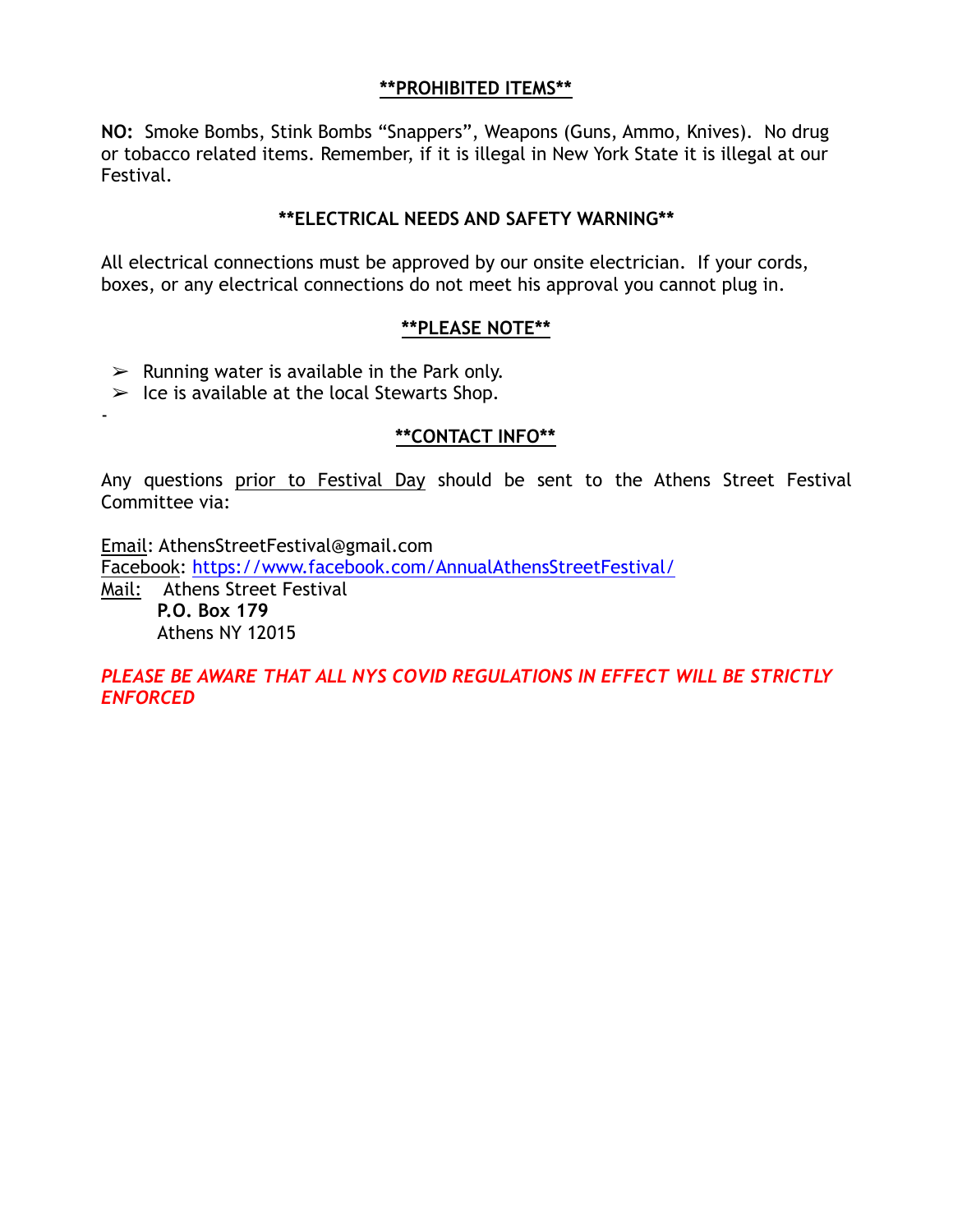## **PROHIBITED ITEMS**

**NO:** Smoke Bombs, Stink Bombs "Snappers", Weapons (Guns, Ammo, Knives). No drug or tobacco related items. Remember, if it is illegal in New York State it is illegal at our Festival.

## **ELECTRICAL NEEDS AND SAFETY WARNING**

All electrical connections must be approved by our onsite electrician. If your cords, boxes, or any electrical connections do not meet his approval you cannot plug in.

## **PLEASE NOTE**

- Running water is available in the Park only.
- Ice is available at the local Stewarts Shop.

-

## **CONTACT INFO**

Any questions prior to Festival Day should be sent to the Athens Street Festival Committee via:

Email: AthensStreetFestival@gmail.com
Facebook: https://www.facebook.com/AnnualAthensStreetFestival/
Mail: Athens Street Festival
**P.O. Box 179**
Athens NY 12015

*PLEASE BE AWARE THAT ALL NYS COVID REGULATIONS IN EFFECT WILL BE STRICTLY ENFORCED*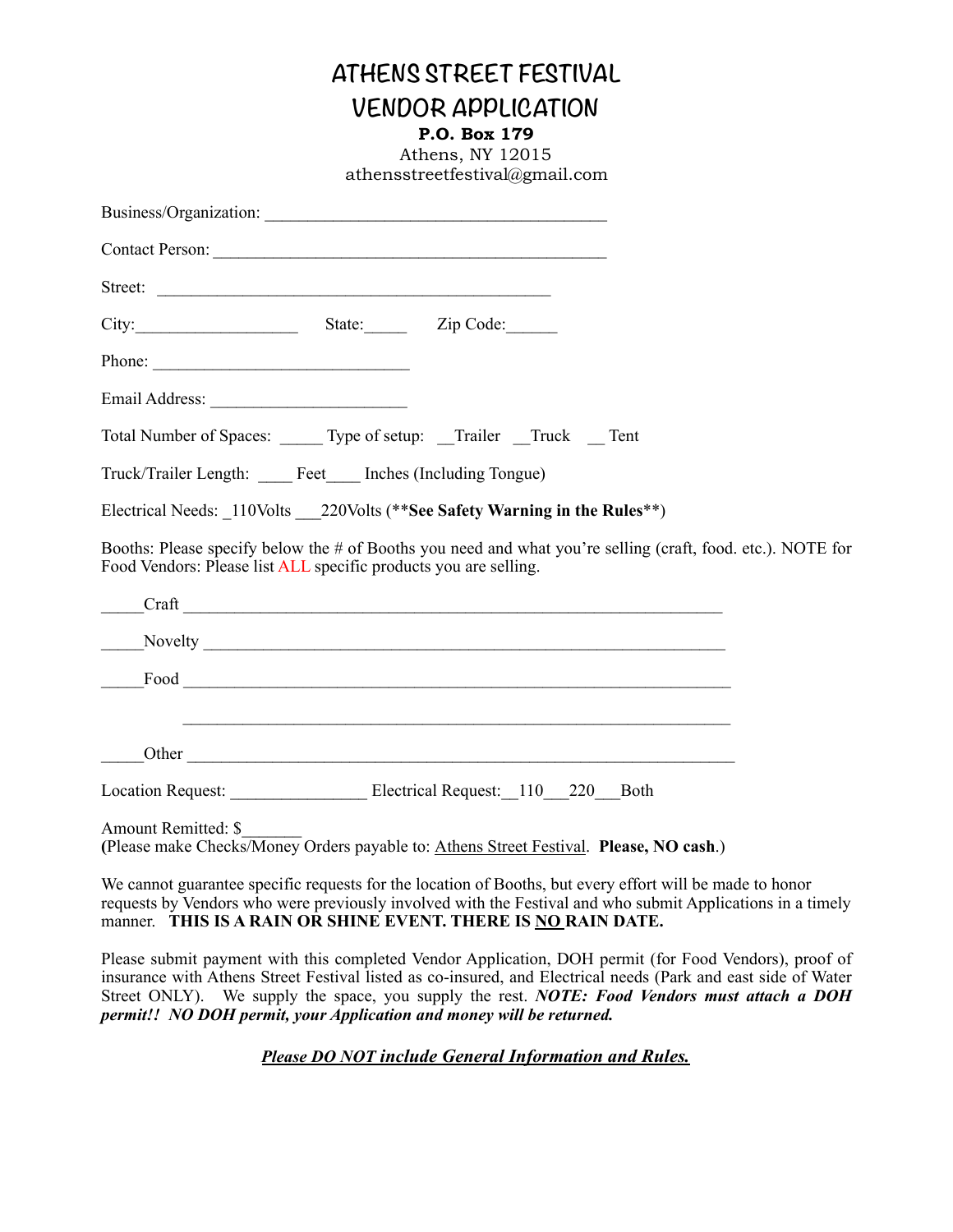# ATHENS STREET FESTIVAL
# VENDOR APPLICATION

**P.O. Box 179**
Athens, NY 12015
athensstreetfestival@gmail.com

Business/Organization: _______________________________________

Contact Person: ____________________________________________

Street: ____________________________________________

City:__________________ State:_____ Zip Code:______

Phone: _____________________________

Email Address: ______________________

Total Number of Spaces: _____ Type of setup: __Trailer __Truck __ Tent

Truck/Trailer Length: ____ Feet____ Inches (Including Tongue)

Electrical Needs: _110Volts ___220Volts (****See Safety Warning in the Rules****)

Booths: Please specify below the # of Booths you need and what you're selling (craft, food. etc.). NOTE for Food Vendors: Please list ALL specific products you are selling.

_____Craft _______________________________________________________________

_____Novelty _____________________________________________________________

_____Food ________________________________________________________________

_______________________________________________________________

_____Other _______________________________________________________________

Location Request: ________________ Electrical Request:__110___220___Both

Amount Remitted: $_______
**(**Please make Checks/Money Orders payable to: Athens Street Festival. **Please, NO cash**.)

We cannot guarantee specific requests for the location of Booths, but every effort will be made to honor requests by Vendors who were previously involved with the Festival and who submit Applications in a timely manner. **THIS IS A RAIN OR SHINE EVENT. THERE IS NO RAIN DATE.**

Please submit payment with this completed Vendor Application, DOH permit (for Food Vendors), proof of insurance with Athens Street Festival listed as co-insured, and Electrical needs (Park and east side of Water Street ONLY). We supply the space, you supply the rest. ***NOTE: Food Vendors must attach a DOH permit!! NO DOH permit, your Application and money will be returned.***

***Please DO NOT include General Information and Rules.***